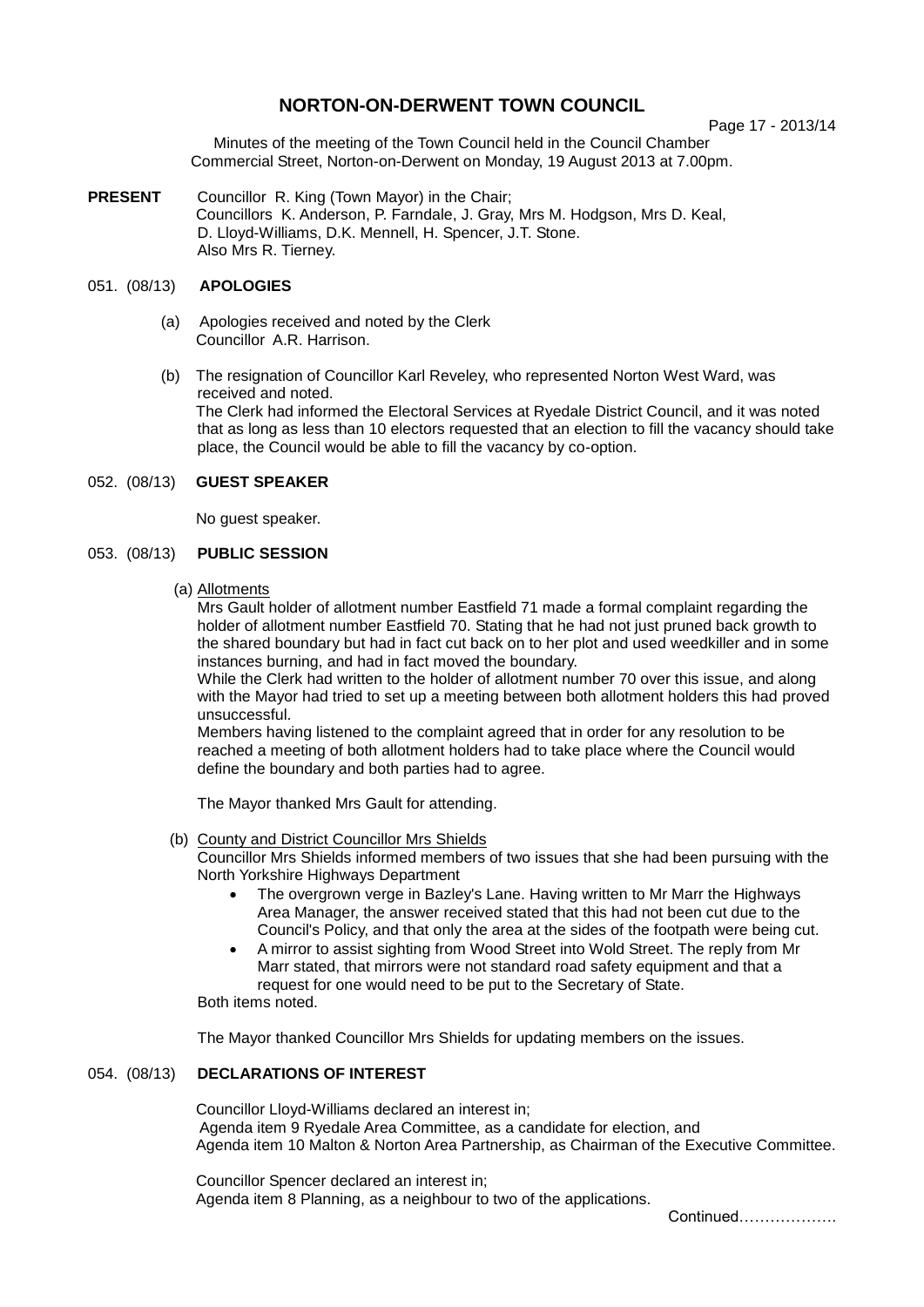# NORTON-ON-DERWENT TOWN COUNCIL

Page 17 - 2013/14

Minutes of the meeting of the Town Council held in the Council Chamber Commercial Street, Norton-on-Derwent on Monday, 19 August 2013 at 7.00pm.

**PRESENT** Councillor R. King (Town Mayor) in the Chair;
Councillors K. Anderson, P. Farndale, J. Gray, Mrs M. Hodgson, Mrs D. Keal, D. Lloyd-Williams, D.K. Mennell, H. Spencer, J.T. Stone.
Also Mrs R. Tierney.

## 051. (08/13) APOLOGIES

(a) Apologies received and noted by the Clerk
Councillor A.R. Harrison.

(b) The resignation of Councillor Karl Reveley, who represented Norton West Ward, was received and noted.
The Clerk had informed the Electoral Services at Ryedale District Council, and it was noted that as long as less than 10 electors requested that an election to fill the vacancy should take place, the Council would be able to fill the vacancy by co-option.

## 052. (08/13) GUEST SPEAKER

No guest speaker.

## 053. (08/13) PUBLIC SESSION

(a) Allotments
Mrs Gault holder of allotment number Eastfield 71 made a formal complaint regarding the holder of allotment number Eastfield 70. Stating that he had not just pruned back growth to the shared boundary but had in fact cut back on to her plot and used weedkiller and in some instances burning, and had in fact moved the boundary.
While the Clerk had written to the holder of allotment number 70 over this issue, and along with the Mayor had tried to set up a meeting between both allotment holders this had proved unsuccessful.
Members having listened to the complaint agreed that in order for any resolution to be reached a meeting of both allotment holders had to take place where the Council would define the boundary and both parties had to agree.

The Mayor thanked Mrs Gault for attending.

(b) County and District Councillor Mrs Shields
Councillor Mrs Shields informed members of two issues that she had been pursuing with the North Yorkshire Highways Department

- The overgrown verge in Bazley's Lane. Having written to Mr Marr the Highways Area Manager, the answer received stated that this had not been cut due to the Council's Policy, and that only the area at the sides of the footpath were being cut.
- A mirror to assist sighting from Wood Street into Wold Street. The reply from Mr Marr stated, that mirrors were not standard road safety equipment and that a request for one would need to be put to the Secretary of State.

Both items noted.

The Mayor thanked Councillor Mrs Shields for updating members on the issues.

## 054. (08/13) DECLARATIONS OF INTEREST

Councillor Lloyd-Williams declared an interest in;
Agenda item 9 Ryedale Area Committee, as a candidate for election, and
Agenda item 10 Malton & Norton Area Partnership, as Chairman of the Executive Committee.

Councillor Spencer declared an interest in;
Agenda item 8 Planning, as a neighbour to two of the applications.

Continued……………….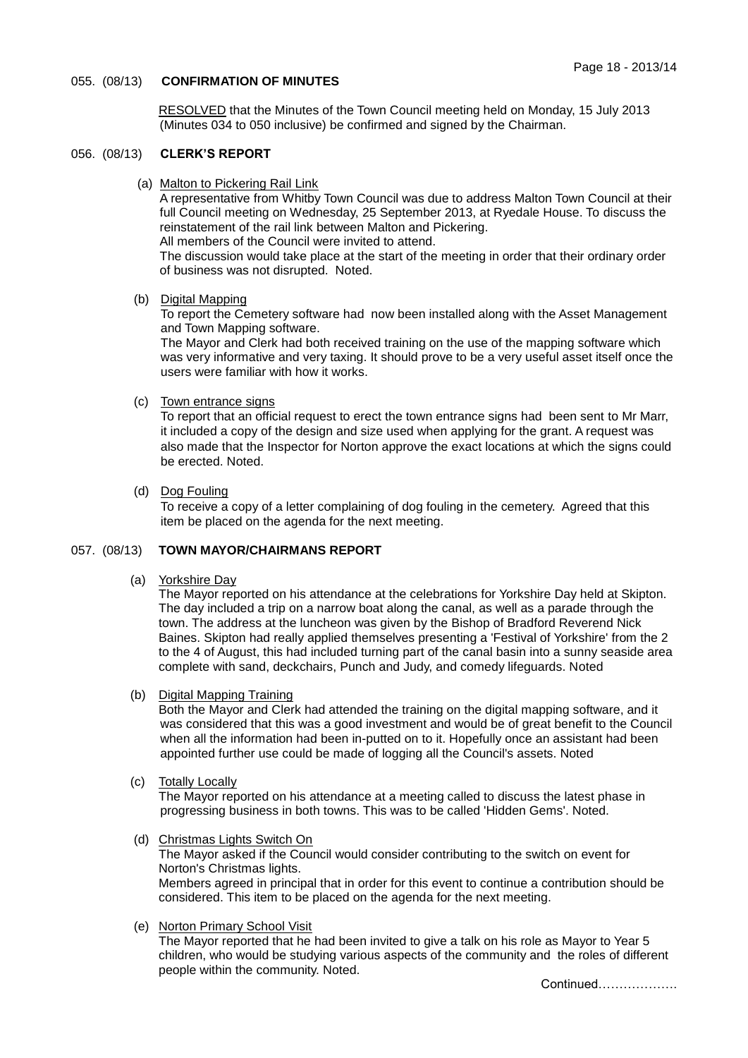### 055. (08/13) CONFIRMATION OF MINUTES

RESOLVED that the Minutes of the Town Council meeting held on Monday, 15 July 2013 (Minutes 034 to 050 inclusive) be confirmed and signed by the Chairman.

### 056. (08/13) CLERK'S REPORT

(a) Malton to Pickering Rail Link

A representative from Whitby Town Council was due to address Malton Town Council at their full Council meeting on Wednesday, 25 September 2013, at Ryedale House. To discuss the reinstatement of the rail link between Malton and Pickering.
All members of the Council were invited to attend.
The discussion would take place at the start of the meeting in order that their ordinary order of business was not disrupted. Noted.

(b) Digital Mapping

To report the Cemetery software had now been installed along with the Asset Management and Town Mapping software.
The Mayor and Clerk had both received training on the use of the mapping software which was very informative and very taxing. It should prove to be a very useful asset itself once the users were familiar with how it works.

(c) Town entrance signs

To report that an official request to erect the town entrance signs had been sent to Mr Marr, it included a copy of the design and size used when applying for the grant. A request was also made that the Inspector for Norton approve the exact locations at which the signs could be erected. Noted.

(d) Dog Fouling

To receive a copy of a letter complaining of dog fouling in the cemetery. Agreed that this item be placed on the agenda for the next meeting.

### 057. (08/13) TOWN MAYOR/CHAIRMANS REPORT

(a) Yorkshire Day

The Mayor reported on his attendance at the celebrations for Yorkshire Day held at Skipton. The day included a trip on a narrow boat along the canal, as well as a parade through the town. The address at the luncheon was given by the Bishop of Bradford Reverend Nick Baines. Skipton had really applied themselves presenting a 'Festival of Yorkshire' from the 2 to the 4 of August, this had included turning part of the canal basin into a sunny seaside area complete with sand, deckchairs, Punch and Judy, and comedy lifeguards. Noted

(b) Digital Mapping Training

Both the Mayor and Clerk had attended the training on the digital mapping software, and it was considered that this was a good investment and would be of great benefit to the Council when all the information had been in-putted on to it. Hopefully once an assistant had been appointed further use could be made of logging all the Council's assets. Noted

(c) Totally Locally

The Mayor reported on his attendance at a meeting called to discuss the latest phase in progressing business in both towns. This was to be called 'Hidden Gems'. Noted.

(d) Christmas Lights Switch On

The Mayor asked if the Council would consider contributing to the switch on event for Norton's Christmas lights.
Members agreed in principal that in order for this event to continue a contribution should be considered. This item to be placed on the agenda for the next meeting.

(e) Norton Primary School Visit

The Mayor reported that he had been invited to give a talk on his role as Mayor to Year 5 children, who would be studying various aspects of the community and the roles of different people within the community. Noted.

Continued……………….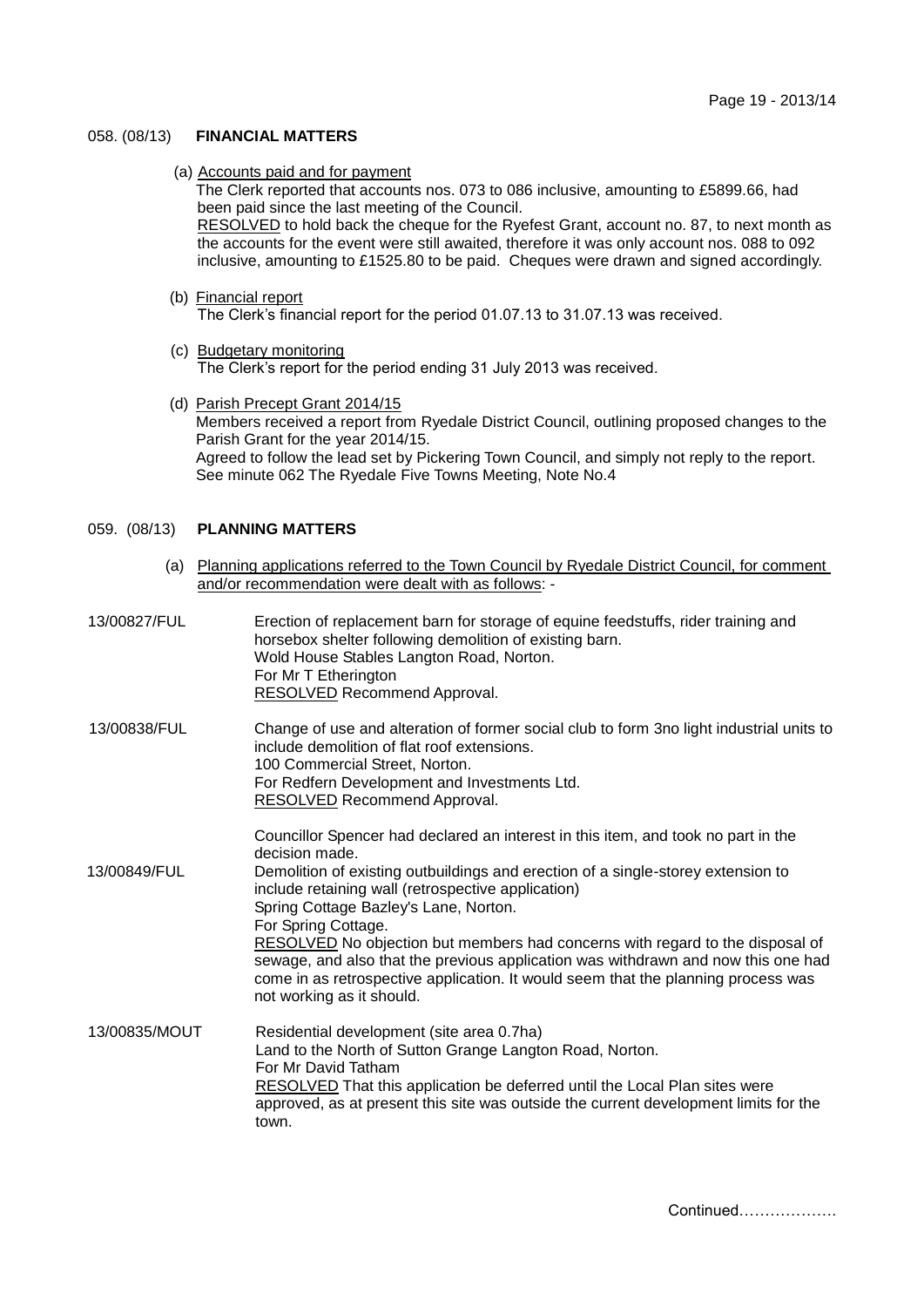## 058. (08/13) **FINANCIAL MATTERS**

(a) Accounts paid and for payment

The Clerk reported that accounts nos. 073 to 086 inclusive, amounting to £5899.66, had been paid since the last meeting of the Council.

RESOLVED to hold back the cheque for the Ryefest Grant, account no. 87, to next month as the accounts for the event were still awaited, therefore it was only account nos. 088 to 092 inclusive, amounting to £1525.80 to be paid. Cheques were drawn and signed accordingly.

(b) Financial report

The Clerk's financial report for the period 01.07.13 to 31.07.13 was received.

(c) Budgetary monitoring

The Clerk's report for the period ending 31 July 2013 was received.

(d) Parish Precept Grant 2014/15

Members received a report from Ryedale District Council, outlining proposed changes to the Parish Grant for the year 2014/15.

Agreed to follow the lead set by Pickering Town Council, and simply not reply to the report. See minute 062 The Ryedale Five Towns Meeting, Note No.4

## 059. (08/13) **PLANNING MATTERS**

(a) Planning applications referred to the Town Council by Ryedale District Council, for comment and/or recommendation were dealt with as follows: -

**13/00827/FUL**

Erection of replacement barn for storage of equine feedstuffs, rider training and horsebox shelter following demolition of existing barn.
Wold House Stables Langton Road, Norton.
For Mr T Etherington
RESOLVED Recommend Approval.

**13/00838/FUL**

Change of use and alteration of former social club to form 3no light industrial units to include demolition of flat roof extensions.
100 Commercial Street, Norton.
For Redfern Development and Investments Ltd.
RESOLVED Recommend Approval.

Councillor Spencer had declared an interest in this item, and took no part in the decision made.

**13/00849/FUL**

Demolition of existing outbuildings and erection of a single-storey extension to include retaining wall (retrospective application)
Spring Cottage Bazley's Lane, Norton.
For Spring Cottage.
RESOLVED No objection but members had concerns with regard to the disposal of sewage, and also that the previous application was withdrawn and now this one had come in as retrospective application. It would seem that the planning process was not working as it should.

**13/00835/MOUT**

Residential development (site area 0.7ha)
Land to the North of Sutton Grange Langton Road, Norton.
For Mr David Tatham
RESOLVED That this application be deferred until the Local Plan sites were approved, as at present this site was outside the current development limits for the town.

Continued……………….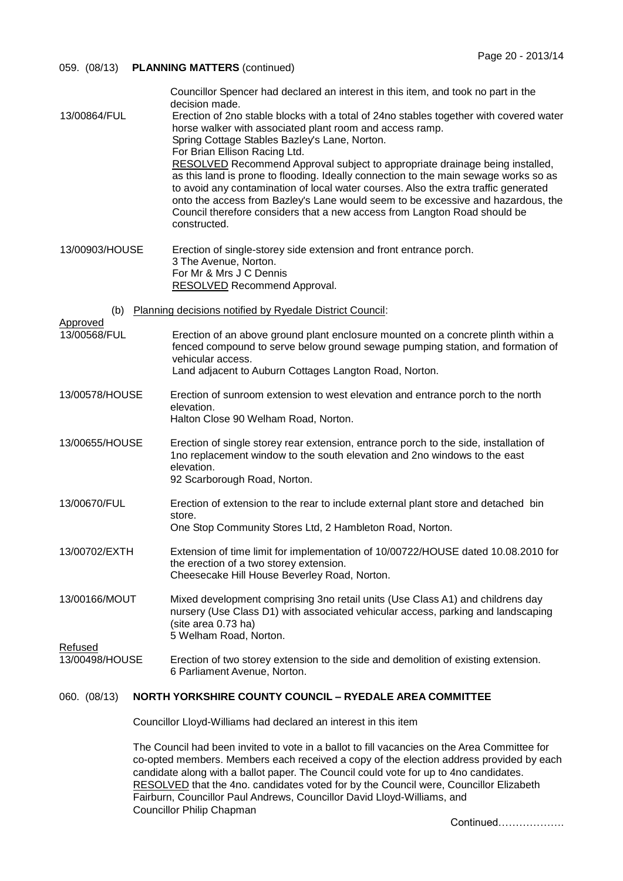059. (08/13) **PLANNING MATTERS** (continued)

Councillor Spencer had declared an interest in this item, and took no part in the decision made.

13/00864/FUL — Erection of 2no stable blocks with a total of 24no stables together with covered water horse walker with associated plant room and access ramp.
Spring Cottage Stables Bazley's Lane, Norton.
For Brian Ellison Racing Ltd.
RESOLVED Recommend Approval subject to appropriate drainage being installed, as this land is prone to flooding. Ideally connection to the main sewage works so as to avoid any contamination of local water courses. Also the extra traffic generated onto the access from Bazley's Lane would seem to be excessive and hazardous, the Council therefore considers that a new access from Langton Road should be constructed.

13/00903/HOUSE — Erection of single-storey side extension and front entrance porch.
3 The Avenue, Norton.
For Mr & Mrs J C Dennis
RESOLVED Recommend Approval.

(b) Planning decisions notified by Ryedale District Council:

Approved

13/00568/FUL — Erection of an above ground plant enclosure mounted on a concrete plinth within a fenced compound to serve below ground sewage pumping station, and formation of vehicular access.
Land adjacent to Auburn Cottages Langton Road, Norton.

13/00578/HOUSE — Erection of sunroom extension to west elevation and entrance porch to the north elevation.
Halton Close 90 Welham Road, Norton.

13/00655/HOUSE — Erection of single storey rear extension, entrance porch to the side, installation of 1no replacement window to the south elevation and 2no windows to the east elevation.
92 Scarborough Road, Norton.

13/00670/FUL — Erection of extension to the rear to include external plant store and detached bin store.
One Stop Community Stores Ltd, 2 Hambleton Road, Norton.

13/00702/EXTH — Extension of time limit for implementation of 10/00722/HOUSE dated 10.08.2010 for the erection of a two storey extension.
Cheesecake Hill House Beverley Road, Norton.

13/00166/MOUT — Mixed development comprising 3no retail units (Use Class A1) and childrens day nursery (Use Class D1) with associated vehicular access, parking and landscaping (site area 0.73 ha)
5 Welham Road, Norton.

Refused

13/00498/HOUSE — Erection of two storey extension to the side and demolition of existing extension.
6 Parliament Avenue, Norton.

## 060. (08/13) NORTH YORKSHIRE COUNTY COUNCIL – RYEDALE AREA COMMITTEE

Councillor Lloyd-Williams had declared an interest in this item

The Council had been invited to vote in a ballot to fill vacancies on the Area Committee for co-opted members. Members each received a copy of the election address provided by each candidate along with a ballot paper. The Council could vote for up to 4no candidates.
RESOLVED that the 4no. candidates voted for by the Council were, Councillor Elizabeth Fairburn, Councillor Paul Andrews, Councillor David Lloyd-Williams, and Councillor Philip Chapman

Continued……………….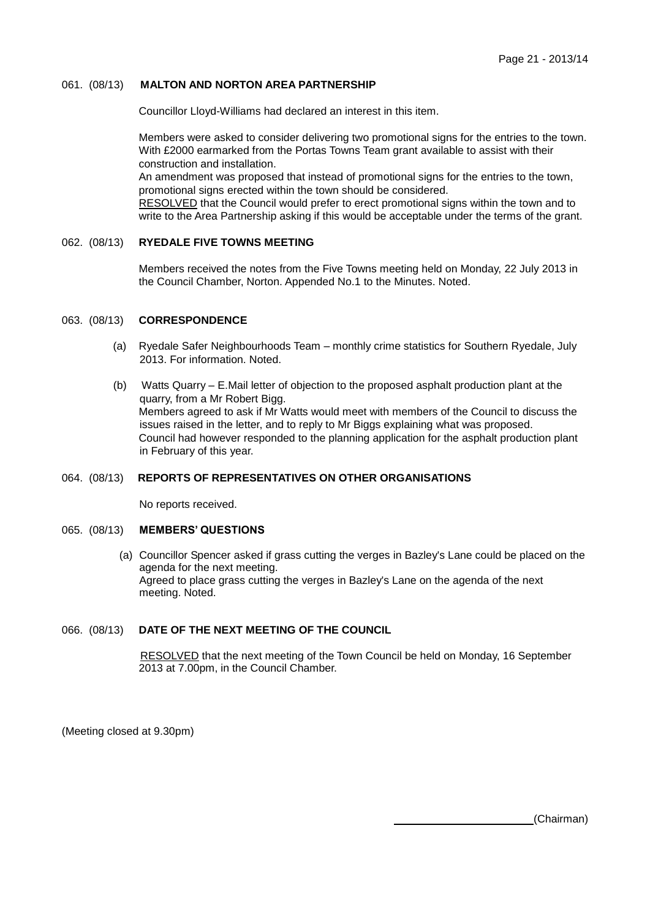061. (08/13) **MALTON AND NORTON AREA PARTNERSHIP**

Councillor Lloyd-Williams had declared an interest in this item.

Members were asked to consider delivering two promotional signs for the entries to the town. With £2000 earmarked from the Portas Towns Team grant available to assist with their construction and installation.
An amendment was proposed that instead of promotional signs for the entries to the town, promotional signs erected within the town should be considered.
RESOLVED that the Council would prefer to erect promotional signs within the town and to write to the Area Partnership asking if this would be acceptable under the terms of the grant.

062. (08/13) **RYEDALE FIVE TOWNS MEETING**

Members received the notes from the Five Towns meeting held on Monday, 22 July 2013 in the Council Chamber, Norton. Appended No.1 to the Minutes. Noted.

063. (08/13) **CORRESPONDENCE**

(a) Ryedale Safer Neighbourhoods Team – monthly crime statistics for Southern Ryedale, July 2013. For information. Noted.

(b) Watts Quarry – E.Mail letter of objection to the proposed asphalt production plant at the quarry, from a Mr Robert Bigg.
Members agreed to ask if Mr Watts would meet with members of the Council to discuss the issues raised in the letter, and to reply to Mr Biggs explaining what was proposed.
Council had however responded to the planning application for the asphalt production plant in February of this year.

064. (08/13) **REPORTS OF REPRESENTATIVES ON OTHER ORGANISATIONS**

No reports received.

065. (08/13) **MEMBERS' QUESTIONS**

(a) Councillor Spencer asked if grass cutting the verges in Bazley's Lane could be placed on the agenda for the next meeting.
Agreed to place grass cutting the verges in Bazley's Lane on the agenda of the next meeting. Noted.

066. (08/13) **DATE OF THE NEXT MEETING OF THE COUNCIL**

RESOLVED that the next meeting of the Town Council be held on Monday, 16 September 2013 at 7.00pm, in the Council Chamber.

(Meeting closed at 9.30pm)

\_\_\_\_\_\_\_\_\_\_\_\_\_\_\_\_\_\_\_\_\_\_\_\_(Chairman)